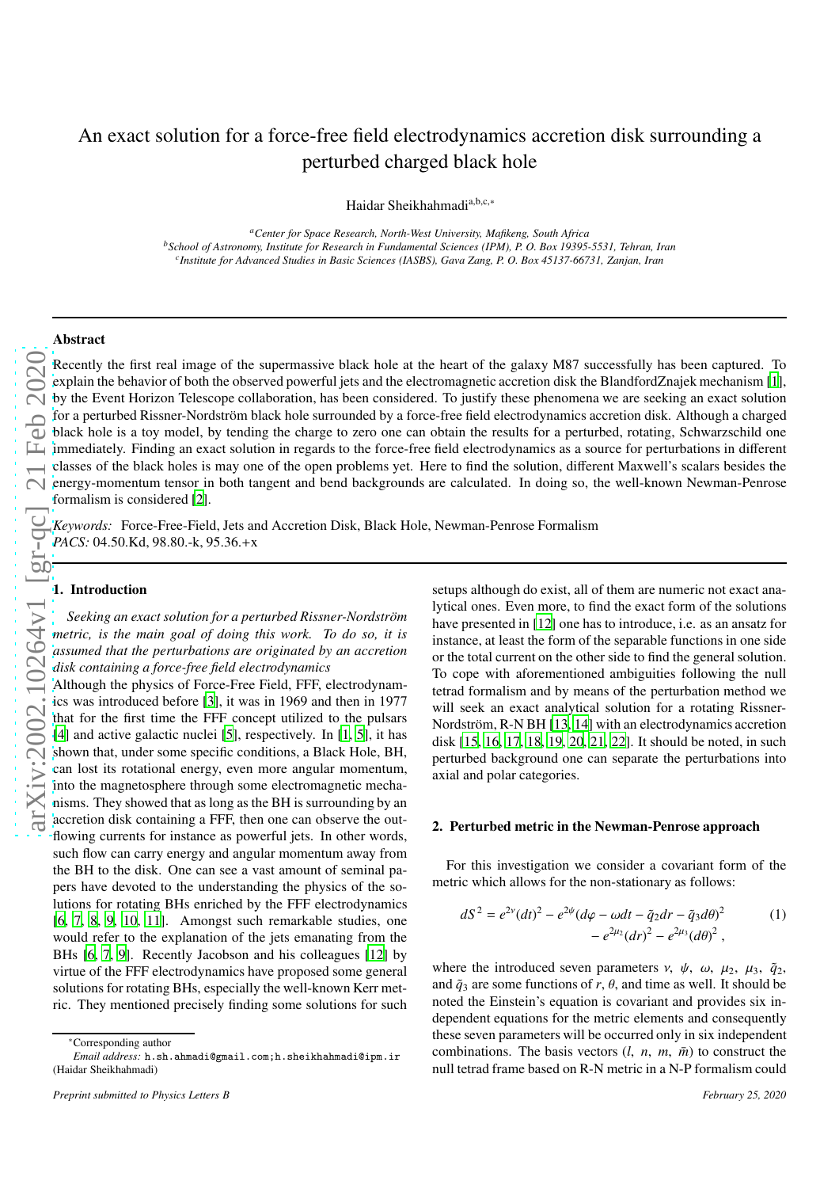# An exact solution for a force-free field electrodynamics accretion disk surrounding a perturbed charged black hole

Haidar Sheikhahmadi[a,b,c,*]

[a] *Center for Space Research, North-West University, Mafikeng, South Africa*
[b] *School of Astronomy, Institute for Research in Fundamental Sciences (IPM), P. O. Box 19395-5531, Tehran, Iran*
[c] *Institute for Advanced Studies in Basic Sciences (IASBS), Gava Zang, P. O. Box 45137-66731, Zanjan, Iran*

## Abstract

Recently the first real image of the supermassive black hole at the heart of the galaxy M87 successfully has been captured. To explain the behavior of both the observed powerful jets and the electromagnetic accretion disk the BlandfordZnajek mechanism [1], by the Event Horizon Telescope collaboration, has been considered. To justify these phenomena we are seeking an exact solution for a perturbed Rissner-Nordström black hole surrounded by a force-free field electrodynamics accretion disk. Although a charged black hole is a toy model, by tending the charge to zero one can obtain the results for a perturbed, rotating, Schwarzschild one immediately. Finding an exact solution in regards to the force-free field electrodynamics as a source for perturbations in different classes of the black holes is may one of the open problems yet. Here to find the solution, different Maxwell's scalars besides the energy-momentum tensor in both tangent and bend backgrounds are calculated. In doing so, the well-known Newman-Penrose formalism is considered [2].

*Keywords:* Force-Free-Field, Jets and Accretion Disk, Black Hole, Newman-Penrose Formalism
*PACS:* 04.50.Kd, 98.80.-k, 95.36.+x

## 1. Introduction

*Seeking an exact solution for a perturbed Rissner-Nordström metric, is the main goal of doing this work. To do so, it is assumed that the perturbations are originated by an accretion disk containing a force-free field electrodynamics*

Although the physics of Force-Free Field, FFF, electrodynamics was introduced before [3], it was in 1969 and then in 1977 that for the first time the FFF concept utilized to the pulsars [4] and active galactic nuclei [5], respectively. In [1, 5], it has shown that, under some specific conditions, a Black Hole, BH, can lost its rotational energy, even more angular momentum, into the magnetosphere through some electromagnetic mechanisms. They showed that as long as the BH is surrounding by an accretion disk containing a FFF, then one can observe the outflowing currents for instance as powerful jets. In other words, such flow can carry energy and angular momentum away from the BH to the disk. One can see a vast amount of seminal papers have devoted to the understanding the physics of the solutions for rotating BHs enriched by the FFF electrodynamics [6, 7, 8, 9, 10, 11]. Amongst such remarkable studies, one would refer to the explanation of the jets emanating from the BHs [6, 7, 9]. Recently Jacobson and his colleagues [12] by virtue of the FFF electrodynamics have proposed some general solutions for rotating BHs, especially the well-known Kerr metric. They mentioned precisely finding some solutions for such setups although do exist, all of them are numeric not exact analytical ones. Even more, to find the exact form of the solutions have presented in [12] one has to introduce, i.e. as an ansatz for instance, at least the form of the separable functions in one side or the total current on the other side to find the general solution. To cope with aforementioned ambiguities following the null tetrad formalism and by means of the perturbation method we will seek an exact analytical solution for a rotating Rissner-Nordström, R-N BH [13, 14] with an electrodynamics accretion disk [15, 16, 17, 18, 19, 20, 21, 22]. It should be noted, in such perturbed background one can separate the perturbations into axial and polar categories.

## 2. Perturbed metric in the Newman-Penrose approach

For this investigation we consider a covariant form of the metric which allows for the non-stationary as follows:

$$dS^2 = e^{2\nu}(dt)^2 - e^{2\psi}(d\varphi - \omega dt - \tilde{q}_2 dr - \tilde{q}_3 d\theta)^2 - e^{2\mu_2}(dr)^2 - e^{2\mu_3}(d\theta)^2 \,, \tag{1}$$

where the introduced seven parameters $\nu$, $\psi$, $\omega$, $\mu_2$, $\mu_3$, $\tilde{q}_2$, and $\tilde{q}_3$ are some functions of $r$, $\theta$, and time as well. It should be noted the Einstein's equation is covariant and provides six independent equations for the metric elements and consequently these seven parameters will be occurred only in six independent combinations. The basis vectors ($l$, $n$, $m$, $\bar{m}$) to construct the null tetrad frame based on R-N metric in a N-P formalism could

*Corresponding author
*Email address:* h.sh.ahmadi@gmail.com;h.sheikhahmadi@ipm.ir (Haidar Sheikhahmadi)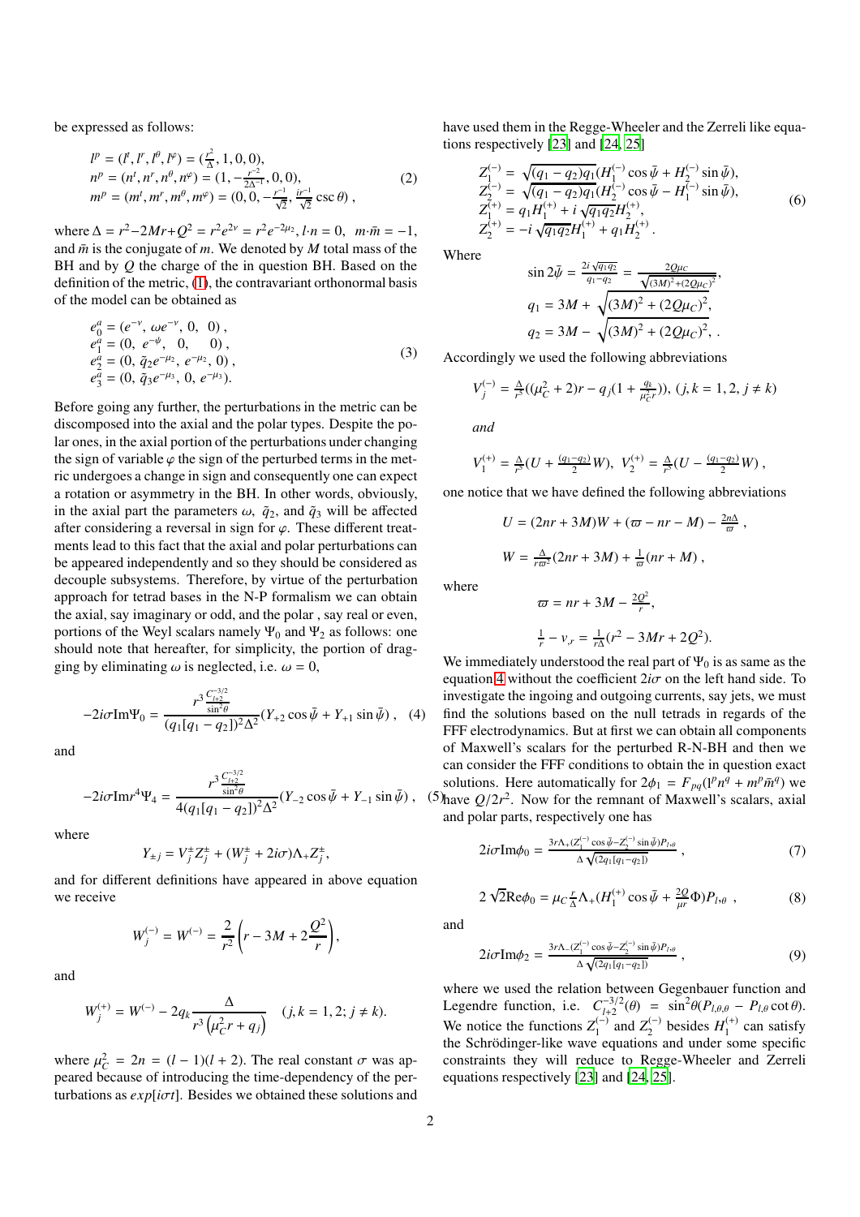be expressed as follows:

$$
\begin{aligned}
& l^p = (l^t, l^r, l^\theta, l^\varphi) = (\tfrac{r^2}{\Delta}, 1, 0, 0), \\
& n^p = (n^t, n^r, n^\theta, n^\varphi) = (1, -\tfrac{r^{-2}}{2\Delta^{-1}}, 0, 0), \\
& m^p = (m^t, m^r, m^\theta, m^\varphi) = (0, 0, -\tfrac{r^{-1}}{\sqrt{2}}, \tfrac{ir^{-1}}{\sqrt{2}} \csc\theta)\,,
\end{aligned}
\tag{2}
$$

where $\Delta = r^2 - 2Mr + Q^2 = r^2 e^{2\nu} = r^2 e^{-2\mu_2}$, $l \cdot n = 0$, $m \cdot \bar{m} = -1$, and $\bar{m}$ is the conjugate of $m$. We denoted by $M$ total mass of the BH and by $Q$ the charge of the in question BH. Based on the definition of the metric, (1), the contravariant orthonormal basis of the model can be obtained as

$$
\begin{aligned}
& e_0^a = (e^{-\nu},\ \omega e^{-\nu},\ 0,\ \ 0)\,, \\
& e_1^a = (0,\ e^{-\psi},\ \ 0,\ \ \ \ 0)\,, \\
& e_2^a = (0,\ \tilde{q}_2 e^{-\mu_2},\ e^{-\mu_2},\ 0)\,, \\
& e_3^a = (0,\ \tilde{q}_3 e^{-\mu_3},\ 0,\ e^{-\mu_3}).
\end{aligned}
\tag{3}
$$

Before going any further, the perturbations in the metric can be discomposed into the axial and the polar types. Despite the polar ones, in the axial portion of the perturbations under changing the sign of variable $\varphi$ the sign of the perturbed terms in the metric undergoes a change in sign and consequently one can expect a rotation or asymmetry in the BH. In other words, obviously, in the axial part the parameters $\omega$, $\tilde{q}_2$, and $\tilde{q}_3$ will be affected after considering a reversal in sign for $\varphi$. These different treatments lead to this fact that the axial and polar perturbations can be appeared independently and so they should be considered as decouple subsystems. Therefore, by virtue of the perturbation approach for tetrad bases in the N-P formalism we can obtain the axial, say imaginary or odd, and the polar , say real or even, portions of the Weyl scalars namely $\Psi_0$ and $\Psi_2$ as follows: one should note that hereafter, for simplicity, the portion of dragging by eliminating $\omega$ is neglected, i.e. $\omega = 0$,

$$
-2i\sigma \mathrm{Im}\Psi_0 = \frac{r^3 \frac{C_{l+2}^{-3/2}}{\sin^2\theta}}{(q_1[q_1 - q_2])^2 \Delta^2}(Y_{+2}\cos\bar{\psi} + Y_{+1}\sin\bar{\psi})\,, \tag{4}
$$

and

$$
-2i\sigma \mathrm{Im} r^4 \Psi_4 = \frac{r^3 \frac{C_{l+2}^{-3/2}}{\sin^2\theta}}{4(q_1[q_1 - q_2])^2 \Delta^2}(Y_{-2}\cos\bar{\psi} + Y_{-1}\sin\bar{\psi})\,, \tag{5}
$$

where

$$
Y_{\pm j} = V_j^{\pm} Z_j^{\pm} + (W_j^{\pm} + 2i\sigma)\Lambda_+ Z_j^{\pm},
$$

and for different definitions have appeared in above equation we receive

$$
W_j^{(-)} = W^{(-)} = \frac{2}{r^2}\left(r - 3M + 2\frac{Q^2}{r}\right),
$$

and

$$
W_j^{(+)} = W^{(-)} - 2q_k \frac{\Delta}{r^3\left(\mu_C^2 r + q_j\right)} \quad (j, k = 1, 2; j \neq k).
$$

where $\mu_C^2 = 2n = (l-1)(l+2)$. The real constant $\sigma$ was appeared because of introducing the time-dependency of the perturbations as $exp[i\sigma t]$. Besides we obtained these solutions and have used them in the Regge-Wheeler and the Zerreli like equations respectively [23] and [24, 25]

$$
\begin{aligned}
& Z_1^{(-)} = \sqrt{(q_1 - q_2)q_1}(H_1^{(-)}\cos\bar{\psi} + H_2^{(-)}\sin\bar{\psi}), \\
& Z_2^{(-)} = \sqrt{(q_1 - q_2)q_1}(H_2^{(-)}\cos\bar{\psi} - H_1^{(-)}\sin\bar{\psi}), \\
& Z_1^{(+)} = q_1 H_1^{(+)} + i\sqrt{q_1 q_2} H_2^{(+)}, \\
& Z_2^{(+)} = -i\sqrt{q_1 q_2} H_1^{(+)} + q_1 H_2^{(+)}\,.
\end{aligned}
\tag{6}
$$

Where

$$
\sin 2\bar{\psi} = \frac{2i\sqrt{q_1 q_2}}{q_1 - q_2} = \frac{2Q\mu_C}{\sqrt{(3M)^2 + (2Q\mu_C)^2}},
$$

$$
q_1 = 3M + \sqrt{(3M)^2 + (2Q\mu_C)^2},
$$

$$
q_2 = 3M - \sqrt{(3M)^2 + (2Q\mu_C)^2},\ .
$$

Accordingly we used the following abbreviations

$$
V_j^{(-)} = \tfrac{\Delta}{r^5}((\mu_C^2 + 2)r - q_j(1 + \tfrac{q_k}{\mu_C^2 r})),\ (j, k = 1, 2,\ j \neq k)
$$

*and*

$$
V_1^{(+)} = \tfrac{\Delta}{r^5}(U + \tfrac{(q_1 - q_2)}{2}W),\ \ V_2^{(+)} = \tfrac{\Delta}{r^5}(U - \tfrac{(q_1 - q_2)}{2}W)\,,
$$

one notice that we have defined the following abbreviations

$$
U = (2nr + 3M)W + (\varpi - nr - M) - \tfrac{2n\Delta}{\varpi}\,,
$$

$$
W = \tfrac{\Delta}{r\varpi^2}(2nr + 3M) + \tfrac{1}{\varpi}(nr + M)\,,
$$

where

$$
\varpi = nr + 3M - \tfrac{2Q^2}{r},
$$

$$
\tfrac{1}{r} - \nu_{,r} = \tfrac{1}{r\Delta}(r^2 - 3Mr + 2Q^2).
$$

We immediately understood the real part of $\Psi_0$ is as same as the equation 4 without the coefficient $2i\sigma$ on the left hand side. To investigate the ingoing and outgoing currents, say jets, we must find the solutions based on the null tetrads in regards of the FFF electrodynamics. But at first we can obtain all components of Maxwell's scalars for the perturbed R-N-BH and then we can consider the FFF conditions to obtain the in question exact solutions. Here automatically for $2\phi_1 = F_{pq}(l^p n^q + m^p \bar{m}^q)$ we have $Q/2r^2$. Now for the remnant of Maxwell's scalars, axial and polar parts, respectively one has

$$
2i\sigma \mathrm{Im}\phi_0 = \frac{3r\Lambda_+(Z_1^{(-)}\cos\bar{\psi} - Z_2^{(-)}\sin\bar{\psi})P_{l,\theta}}{\Delta\sqrt{(2q_1[q_1 - q_2])}}\,, \tag{7}
$$

$$
2\sqrt{2}\mathrm{Re}\phi_0 = \mu_C \tfrac{r}{\Delta}\Lambda_+(H_1^{(+)}\cos\bar{\psi} + \tfrac{2Q}{\mu r}\Phi)P_{l,\theta}\,, \tag{8}
$$

and

$$
2i\sigma \mathrm{Im}\phi_2 = \frac{3r\Lambda_-(Z_1^{(-)}\cos\bar{\psi} - Z_2^{(-)}\sin\bar{\psi})P_{l,\theta}}{\Delta\sqrt{(2q_1[q_1 - q_2])}}\,, \tag{9}
$$

where we used the relation between Gegenbauer function and Legendre function, i.e. $C_{l+2}^{-3/2}(\theta) = \sin^2\theta(P_{l,\theta,\theta} - P_{l,\theta}\cot\theta)$. We notice the functions $Z_1^{(-)}$ and $Z_2^{(-)}$ besides $H_1^{(+)}$ can satisfy the Schrödinger-like wave equations and under some specific constraints they will reduce to Regge-Wheeler and Zerreli equations respectively [23] and [24, 25].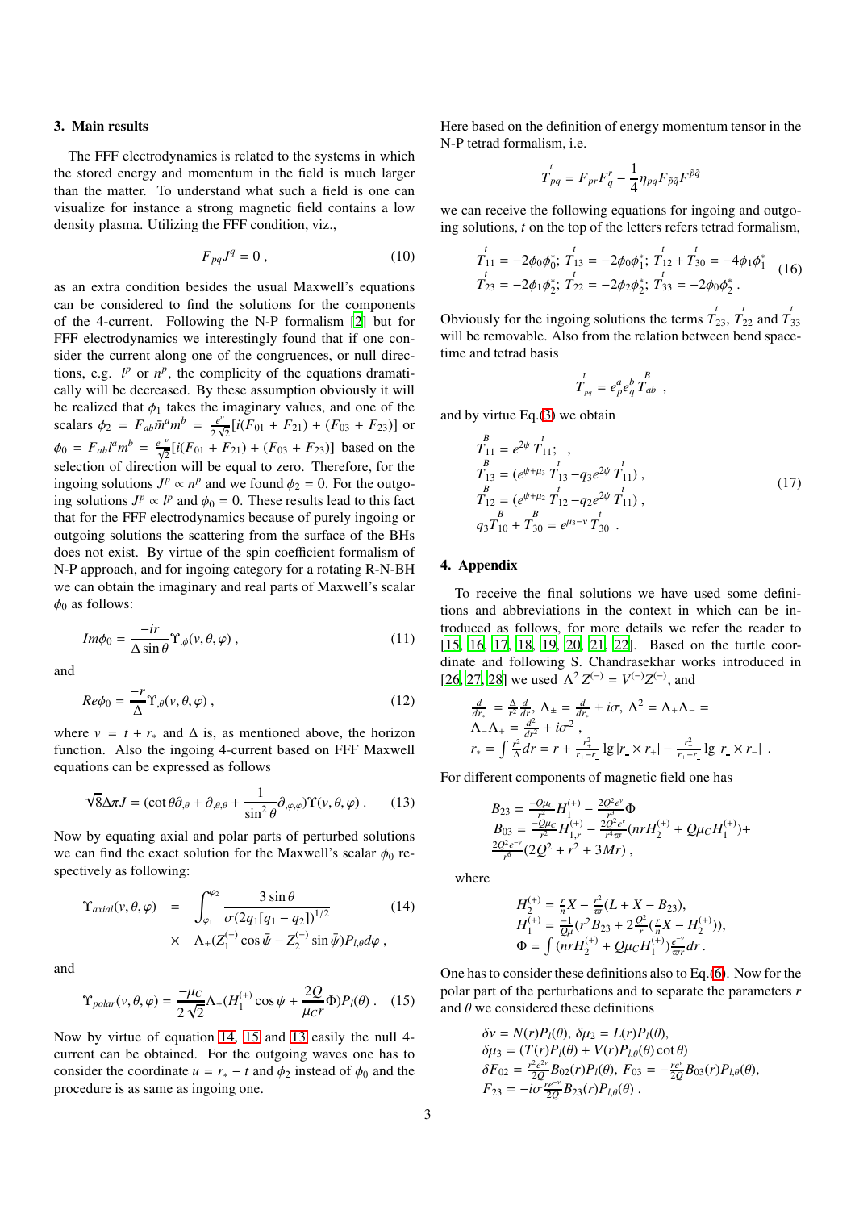### 3. Main results

The FFF electrodynamics is related to the systems in which the stored energy and momentum in the field is much larger than the matter. To understand what such a field is one can visualize for instance a strong magnetic field contains a low density plasma. Utilizing the FFF condition, viz.,

$$F_{pq}J^{q} = 0\,, \tag{10}$$

as an extra condition besides the usual Maxwell's equations can be considered to find the solutions for the components of the 4-current. Following the N-P formalism [2] but for FFF electrodynamics we interestingly found that if one consider the current along one of the congruences, or null directions, e.g. $l^p$ or $n^p$, the complicity of the equations dramatically will be decreased. By these assumption obviously it will be realized that $\phi_1$ takes the imaginary values, and one of the scalars $\phi_2 = F_{ab}\bar{m}^a m^b = \frac{e^{\nu}}{2\sqrt{2}}[i(F_{01}+F_{21}) + (F_{03}+F_{23})]$ or $\phi_0 = F_{ab}l^a m^b = \frac{e^{-\nu}}{\sqrt{2}}[i(F_{01}+F_{21}) + (F_{03}+F_{23})]$ based on the selection of direction will be equal to zero. Therefore, for the ingoing solutions $J^p \propto n^p$ and we found $\phi_2 = 0$. For the outgoing solutions $J^p \propto l^p$ and $\phi_0 = 0$. These results lead to this fact that for the FFF electrodynamics because of purely ingoing or outgoing solutions the scattering from the surface of the BHs does not exist. By virtue of the spin coefficient formalism of N-P approach, and for ingoing category for a rotating R-N-BH we can obtain the imaginary and real parts of Maxwell's scalar $\phi_0$ as follows:

$$Im\phi_0 = \frac{-ir}{\Delta\sin\theta}\Upsilon_{,\phi}(v,\theta,\varphi)\,, \tag{11}$$

and

$$Re\phi_0 = \frac{-r}{\Delta}\Upsilon_{,\theta}(v,\theta,\varphi)\,, \tag{12}$$

where $v = t + r_*$ and $\Delta$ is, as mentioned above, the horizon function. Also the ingoing 4-current based on FFF Maxwell equations can be expressed as follows

$$\sqrt{8}\Delta\pi J = (\cot\theta\partial_{,\theta} + \partial_{,\theta,\theta} + \frac{1}{\sin^2\theta}\partial_{,\varphi,\varphi})\Upsilon(v,\theta,\varphi)\,. \tag{13}$$

Now by equating axial and polar parts of perturbed solutions we can find the exact solution for the Maxwell's scalar $\phi_0$ respectively as following:

$$\Upsilon_{axial}(v,\theta,\varphi) = \int_{\varphi_1}^{\varphi_2}\frac{3\sin\theta}{\sigma(2q_1[q_1-q_2])^{1/2}} \times \Lambda_+(Z_1^{(-)}\cos\bar{\psi} - Z_2^{(-)}\sin\bar{\psi})P_{l,\theta}d\varphi\,, \tag{14}$$

and

$$\Upsilon_{polar}(v,\theta,\varphi) = \frac{-\mu_C}{2\sqrt{2}}\Lambda_+(H_1^{(+)}\cos\psi + \frac{2Q}{\mu_C r}\Phi)P_l(\theta)\,. \tag{15}$$

Now by virtue of equation 14, 15 and 13 easily the null 4-current can be obtained. For the outgoing waves one has to consider the coordinate $u = r_* - t$ and $\phi_2$ instead of $\phi_0$ and the procedure is as same as ingoing one.

Here based on the definition of energy momentum tensor in the N-P tetrad formalism, i.e.

$$\overset{t}{T}_{pq} = F_{pr}F^{r}_{q} - \frac{1}{4}\eta_{pq}F_{\bar{p}\bar{q}}F^{\bar{p}\bar{q}}$$

we can receive the following equations for ingoing and outgoing solutions, $t$ on the top of the letters refers tetrad formalism,

$$\begin{aligned}
&\overset{t}{T}_{11} = -2\phi_0\phi_0^*;\ \overset{t}{T}_{13} = -2\phi_0\phi_1^*;\ \overset{t}{T}_{12} + \overset{t}{T}_{30} = -4\phi_1\phi_1^* \\
&\overset{t}{T}_{23} = -2\phi_1\phi_2^*;\ \overset{t}{T}_{22} = -2\phi_2\phi_2^*;\ \overset{t}{T}_{33} = -2\phi_0\phi_2^*\,.
\end{aligned} \tag{16}$$

Obviously for the ingoing solutions the terms $\overset{t}{T}_{23}$, $\overset{t}{T}_{22}$ and $\overset{t}{T}_{33}$ will be removable. Also from the relation between bend spacetime and tetrad basis

$$\overset{t}{T}_{pq} = e^a_p e^b_q \overset{B}{T}_{ab}\,,$$

and by virtue Eq.(3) we obtain

$$\begin{aligned}
&\overset{B}{T}_{11} = e^{2\psi}\overset{t}{T}_{11};\,, \\
&\overset{B}{T}_{13} = (e^{\psi+\mu_3}\overset{t}{T}_{13} - q_3 e^{2\psi}\overset{t}{T}_{11})\,, \\
&\overset{B}{T}_{12} = (e^{\psi+\mu_2}\overset{t}{T}_{12} - q_2 e^{2\psi}\overset{t}{T}_{11})\,, \\
&q_3\overset{B}{T}_{10} + \overset{B}{T}_{30} = e^{\mu_3-\nu}\overset{t}{T}_{30}\,.
\end{aligned} \tag{17}$$

### 4. Appendix

To receive the final solutions we have used some definitions and abbreviations in the context in which can be introduced as follows, for more details we refer the reader to [15, 16, 17, 18, 19, 20, 21, 22]. Based on the turtle coordinate and following S. Chandrasekhar works introduced in [26, 27, 28] we used $\Lambda^2 Z^{(-)} = V^{(-)}Z^{(-)}$, and

$$\frac{d}{dr_*} = \frac{\Delta}{r^2}\frac{d}{dr},\ \Lambda_\pm = \frac{d}{dr_*} \pm i\sigma,\ \Lambda^2 = \Lambda_+\Lambda_- = \Lambda_-\Lambda_+ = \frac{d^2}{dr^2} + i\sigma^2\,,$$

$$r_* = \int\frac{r^2}{\Delta}dr = r + \frac{r_+^2}{r_+ - r_-}\lg|r_- \times r_+| - \frac{r_-^2}{r_+ - r_-}\lg|r_- \times r_-|\,.$$

For different components of magnetic field one has

$$\begin{aligned}
&B_{23} = \frac{-Q\mu_C}{r^2}H_1^{(+)} - \frac{2Q^2e^{\nu}}{r^3}\Phi \\
&B_{03} = \frac{-Q\mu_C}{r^2}H_{1,r}^{(+)} - \frac{2Q^2e^{\nu}}{r^4\varpi}(nrH_2^{(+)} + Q\mu_C H_1^{(+)}) + \\
&\frac{2Q^2e^{-\nu}}{r^6}(2Q^2 + r^2 + 3Mr)\,,
\end{aligned}$$

where

$$\begin{aligned}
&H_2^{(+)} = \frac{r}{n}X - \frac{r^2}{\varpi}(L + X - B_{23}), \\
&H_1^{(+)} = \frac{-1}{Q\mu}(r^2B_{23} + 2\frac{Q^2}{r}(\frac{r}{n}X - H_2^{(+)})), \\
&\Phi = \int(nrH_2^{(+)} + Q\mu_C H_1^{(+)})\frac{e^{-\nu}}{\varpi r}dr\,.
\end{aligned}$$

One has to consider these definitions also to Eq.(6). Now for the polar part of the perturbations and to separate the parameters $r$ and $\theta$ we considered these definitions

$$\begin{aligned}
&\delta\nu = N(r)P_l(\theta),\ \delta\mu_2 = L(r)P_l(\theta), \\
&\delta\mu_3 = (T(r)P_l(\theta) + V(r)P_{l,\theta}(\theta)\cot\theta) \\
&\delta F_{02} = \frac{r^2e^{2\nu}}{2Q}B_{02}(r)P_l(\theta),\ F_{03} = -\frac{re^{\nu}}{2Q}B_{03}(r)P_{l,\theta}(\theta), \\
&F_{23} = -i\sigma\frac{re^{-\nu}}{2Q}B_{23}(r)P_{l,\theta}(\theta)\,.
\end{aligned}$$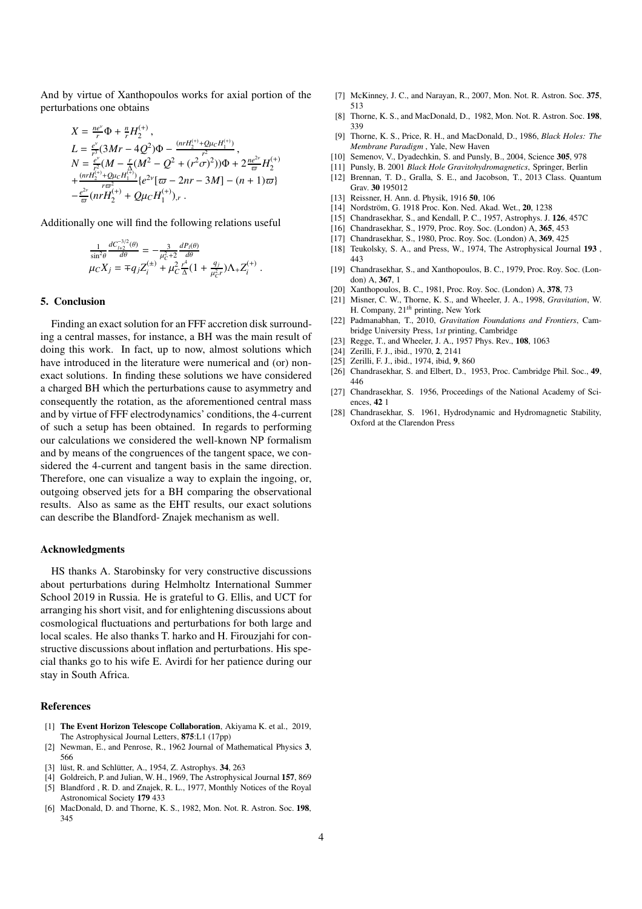And by virtue of Xanthopoulos works for axial portion of the perturbations one obtains

$$
\begin{aligned}
X &= \frac{ne^{\nu}}{r}\Phi + \frac{n}{r}H_2^{(+)}\,, \\
L &= \frac{e^{\nu}}{r^3}(3Mr - 4Q^2)\Phi - \frac{(nrH_2^{(+)} + Q\mu_C H_1^{(+)})}{r^2}\,, \\
N &= \frac{e^{\nu}}{r^2}(M - \frac{r}{\Delta}(M^2 - Q^2 + (r^2\sigma)^2))\Phi + 2\frac{ne^{2\nu}}{\varpi}H_2^{(+)} \\
&+ \frac{(nrH_2^{(+)} + Q\mu_C H_1^{(+)})}{r\varpi^2}\{e^{2\nu}[\varpi - 2nr - 3M] - (n+1)\varpi\} \\
&- \frac{e^{2\nu}}{\varpi}(nrH_2^{(+)} + Q\mu_C H_1^{(+)})_{,r}\,.
\end{aligned}
$$

Additionally one will find the following relations useful

$$
\begin{aligned}
&\frac{1}{\sin^2\theta}\frac{dC_{l+2}^{-3/2}(\theta)}{d\theta} = -\frac{3}{\mu_C^2+2}\frac{dP_l(\theta)}{d\theta} \\
&\mu_C X_j = \mp q_j Z_i^{(\pm)} + \mu_C^2\frac{r^4}{\Delta}(1 + \frac{q_j}{\mu_C^2 r})\Lambda_+ Z_i^{(+)}\,.
\end{aligned}
$$

## 5. Conclusion

Finding an exact solution for an FFF accretion disk surrounding a central masses, for instance, a BH was the main result of doing this work. In fact, up to now, almost solutions which have introduced in the literature were numerical and (or) non-exact solutions. In finding these solutions we have considered a charged BH which the perturbations cause to asymmetry and consequently the rotation, as the aforementioned central mass and by virtue of FFF electrodynamics' conditions, the 4-current of such a setup has been obtained. In regards to performing our calculations we considered the well-known NP formalism and by means of the congruences of the tangent space, we considered the 4-current and tangent basis in the same direction. Therefore, one can visualize a way to explain the ingoing, or, outgoing observed jets for a BH comparing the observational results. Also as same as the EHT results, our exact solutions can describe the Blandford- Znajek mechanism as well.

## Acknowledgments

HS thanks A. Starobinsky for very constructive discussions about perturbations during Helmholtz International Summer School 2019 in Russia. He is grateful to G. Ellis, and UCT for arranging his short visit, and for enlightening discussions about cosmological fluctuations and perturbations for both large and local scales. He also thanks T. harko and H. Firouzjahi for constructive discussions about inflation and perturbations. His special thanks go to his wife E. Avirdi for her patience during our stay in South Africa.

## References

[1] **The Event Horizon Telescope Collaboration**, Akiyama K. et al., 2019, The Astrophysical Journal Letters, **875**:L1 (17pp)

[2] Newman, E., and Penrose, R., 1962 Journal of Mathematical Physics **3**, 566

[3] lüst, R. and Schlütter, A., 1954, Z. Astrophys. **34**, 263

[4] Goldreich, P. and Julian, W. H., 1969, The Astrophysical Journal **157**, 869

[5] Blandford , R. D. and Znajek, R. L., 1977, Monthly Notices of the Royal Astronomical Society **179** 433

[6] MacDonald, D. and Thorne, K. S., 1982, Mon. Not. R. Astron. Soc. **198**, 345

[7] McKinney, J. C., and Narayan, R., 2007, Mon. Not. R. Astron. Soc. **375**, 513

[8] Thorne, K. S., and MacDonald, D., 1982, Mon. Not. R. Astron. Soc. **198**, 339

[9] Thorne, K. S., Price, R. H., and MacDonald, D., 1986, *Black Holes: The Membrane Paradigm* , Yale, New Haven

[10] Semenov, V., Dyadechkin, S. and Punsly, B., 2004, Science **305**, 978

[11] Punsly, B. 2001 *Black Hole Gravitohydromagnetics*, Springer, Berlin

[12] Brennan, T. D., Gralla, S. E., and Jacobson, T., 2013 Class. Quantum Grav. **30** 195012

[13] Reissner, H. Ann. d. Physik, 1916 **50**, 106

[14] Nordström, G. 1918 Proc. Kon. Ned. Akad. Wet., **20**, 1238

[15] Chandrasekhar, S., and Kendall, P. C., 1957, Astrophys. J. **126**, 457C

[16] Chandrasekhar, S., 1979, Proc. Roy. Soc. (London) A, **365**, 453

[17] Chandrasekhar, S., 1980, Proc. Roy. Soc. (London) A, **369**, 425

[18] Teukolsky, S. A., and Press, W., 1974, The Astrophysical Journal **193** , 443

[19] Chandrasekhar, S., and Xanthopoulos, B. C., 1979, Proc. Roy. Soc. (London) A, **367**, 1

[20] Xanthopoulos, B. C., 1981, Proc. Roy. Soc. (London) A, **378**, 73

[21] Misner, C. W., Thorne, K. S., and Wheeler, J. A., 1998, *Gravitation*, W. H. Company, $21^{th}$ printing, New York

[22] Padmanabhan, T., 2010, *Gravitation Foundations and Frontiers*, Cambridge University Press, 1*st* printing, Cambridge

[23] Regge, T., and Wheeler, J. A., 1957 Phys. Rev., **108**, 1063

[24] Zerilli, F. J., ibid., 1970, **2**, 2141

[25] Zerilli, F. J., ibid., 1974, ibid, **9**, 860

[26] Chandrasekhar, S. and Elbert, D., 1953, Proc. Cambridge Phil. Soc., **49**, 446

[27] Chandrasekhar, S. 1956, Proceedings of the National Academy of Sciences, **42** 1

[28] Chandrasekhar, S. 1961, Hydrodynamic and Hydromagnetic Stability, Oxford at the Clarendon Press